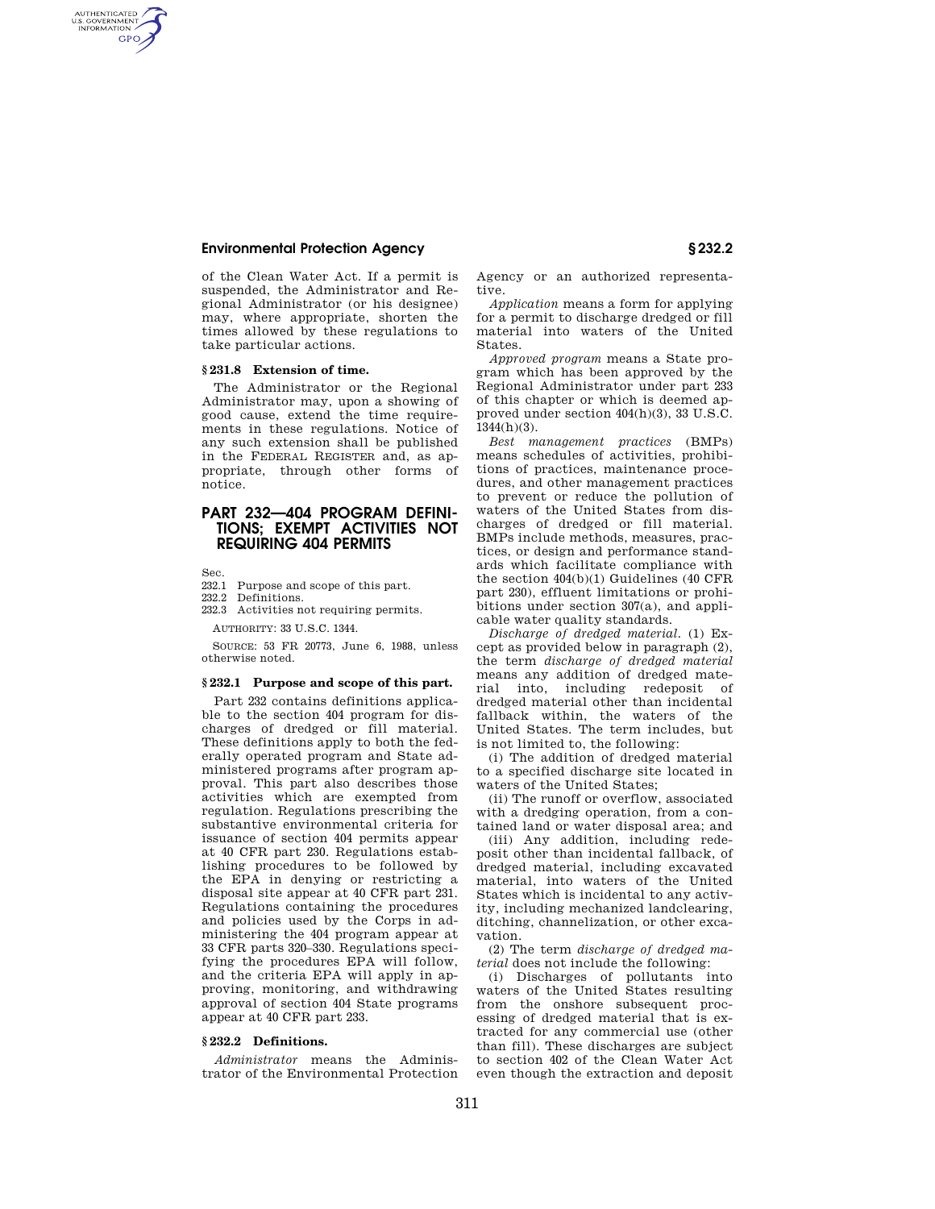of the Clean Water Act. If a permit is suspended, the Administrator and Regional Administrator (or his designee) may, where appropriate, shorten the times allowed by these regulations to take particular actions.

### § 231.8 Extension of time.

The Administrator or the Regional Administrator may, upon a showing of good cause, extend the time requirements in these regulations. Notice of any such extension shall be published in the FEDERAL REGISTER and, as appropriate, through other forms of notice.

## PART 232—404 PROGRAM DEFINITIONS; EXEMPT ACTIVITIES NOT REQUIRING 404 PERMITS

Sec.
232.1 Purpose and scope of this part.
232.2 Definitions.
232.3 Activities not requiring permits.

AUTHORITY: 33 U.S.C. 1344.

SOURCE: 53 FR 20773, June 6, 1988, unless otherwise noted.

### § 232.1 Purpose and scope of this part.

Part 232 contains definitions applicable to the section 404 program for discharges of dredged or fill material. These definitions apply to both the federally operated program and State administered programs after program approval. This part also describes those activities which are exempted from regulation. Regulations prescribing the substantive environmental criteria for issuance of section 404 permits appear at 40 CFR part 230. Regulations establishing procedures to be followed by the EPA in denying or restricting a disposal site appear at 40 CFR part 231. Regulations containing the procedures and policies used by the Corps in administering the 404 program appear at 33 CFR parts 320–330. Regulations specifying the procedures EPA will follow, and the criteria EPA will apply in approving, monitoring, and withdrawing approval of section 404 State programs appear at 40 CFR part 233.

### § 232.2 Definitions.

*Administrator* means the Administrator of the Environmental Protection Agency or an authorized representative.

*Application* means a form for applying for a permit to discharge dredged or fill material into waters of the United States.

*Approved program* means a State program which has been approved by the Regional Administrator under part 233 of this chapter or which is deemed approved under section 404(h)(3), 33 U.S.C. 1344(h)(3).

*Best management practices* (BMPs) means schedules of activities, prohibitions of practices, maintenance procedures, and other management practices to prevent or reduce the pollution of waters of the United States from discharges of dredged or fill material. BMPs include methods, measures, practices, or design and performance standards which facilitate compliance with the section 404(b)(1) Guidelines (40 CFR part 230), effluent limitations or prohibitions under section 307(a), and applicable water quality standards.

*Discharge of dredged material.* (1) Except as provided below in paragraph (2), the term *discharge of dredged material* means any addition of dredged material into, including redeposit of dredged material other than incidental fallback within, the waters of the United States. The term includes, but is not limited to, the following:

(i) The addition of dredged material to a specified discharge site located in waters of the United States;

(ii) The runoff or overflow, associated with a dredging operation, from a contained land or water disposal area; and

(iii) Any addition, including redeposit other than incidental fallback, of dredged material, including excavated material, into waters of the United States which is incidental to any activity, including mechanized landclearing, ditching, channelization, or other excavation.

(2) The term *discharge of dredged material* does not include the following:

(i) Discharges of pollutants into waters of the United States resulting from the onshore subsequent processing of dredged material that is extracted for any commercial use (other than fill). These discharges are subject to section 402 of the Clean Water Act even though the extraction and deposit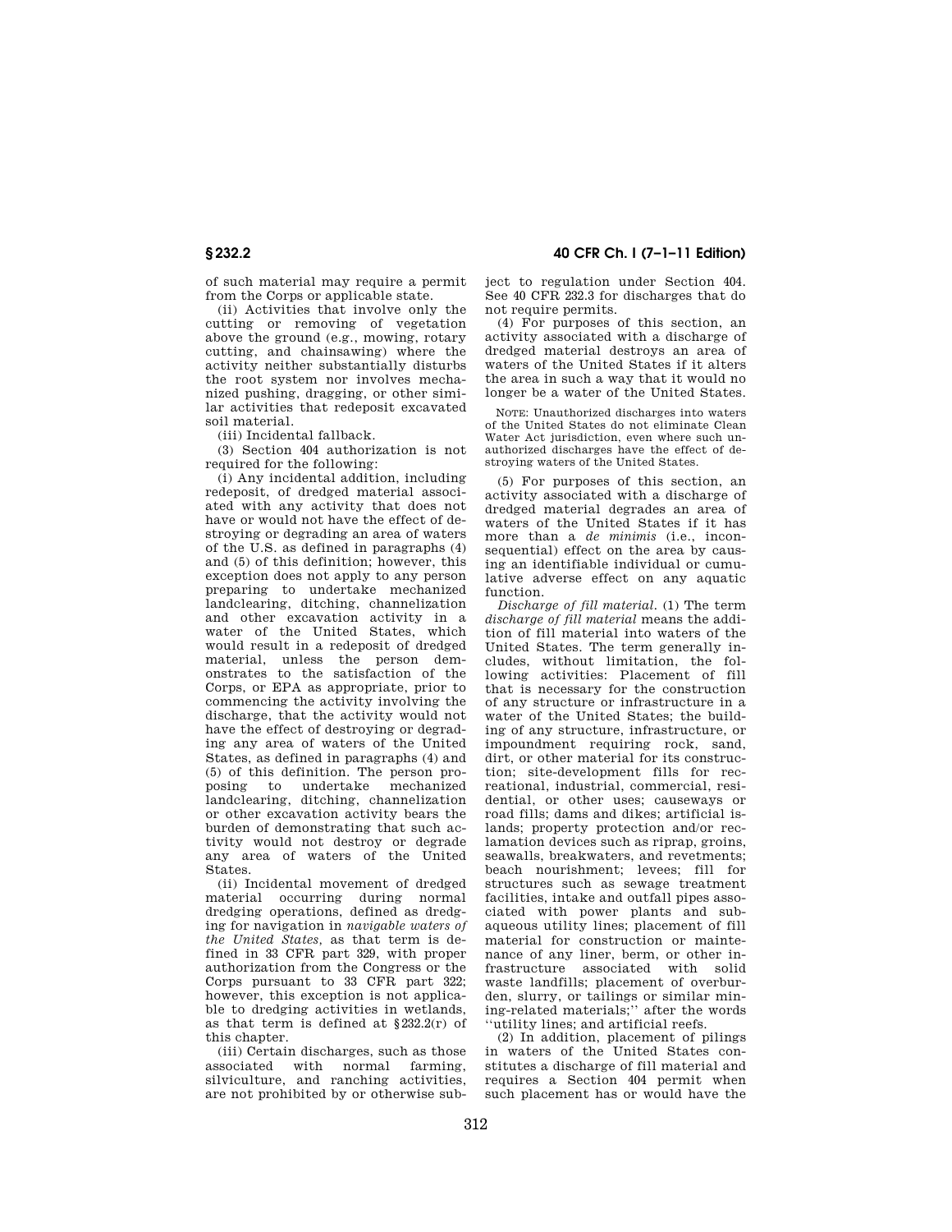of such material may require a permit from the Corps or applicable state.

(ii) Activities that involve only the cutting or removing of vegetation above the ground (e.g., mowing, rotary cutting, and chainsawing) where the activity neither substantially disturbs the root system nor involves mechanized pushing, dragging, or other similar activities that redeposit excavated soil material.

(iii) Incidental fallback.

(3) Section 404 authorization is not required for the following:

(i) Any incidental addition, including redeposit, of dredged material associated with any activity that does not have or would not have the effect of destroying or degrading an area of waters of the U.S. as defined in paragraphs (4) and (5) of this definition; however, this exception does not apply to any person preparing to undertake mechanized landclearing, ditching, channelization and other excavation activity in a water of the United States, which would result in a redeposit of dredged material, unless the person demonstrates to the satisfaction of the Corps, or EPA as appropriate, prior to commencing the activity involving the discharge, that the activity would not have the effect of destroying or degrading any area of waters of the United States, as defined in paragraphs (4) and (5) of this definition. The person proposing to undertake mechanized landclearing, ditching, channelization or other excavation activity bears the burden of demonstrating that such activity would not destroy or degrade any area of waters of the United States.

(ii) Incidental movement of dredged material occurring during normal dredging operations, defined as dredging for navigation in *navigable waters of the United States*, as that term is defined in 33 CFR part 329, with proper authorization from the Congress or the Corps pursuant to 33 CFR part 322; however, this exception is not applicable to dredging activities in wetlands, as that term is defined at §232.2(r) of this chapter.

(iii) Certain discharges, such as those associated with normal farming, silviculture, and ranching activities, are not prohibited by or otherwise subject to regulation under Section 404. See 40 CFR 232.3 for discharges that do not require permits.

(4) For purposes of this section, an activity associated with a discharge of dredged material destroys an area of waters of the United States if it alters the area in such a way that it would no longer be a water of the United States.

NOTE: Unauthorized discharges into waters of the United States do not eliminate Clean Water Act jurisdiction, even where such unauthorized discharges have the effect of destroying waters of the United States.

(5) For purposes of this section, an activity associated with a discharge of dredged material degrades an area of waters of the United States if it has more than a *de minimis* (i.e., inconsequential) effect on the area by causing an identifiable individual or cumulative adverse effect on any aquatic function.

*Discharge of fill material.* (1) The term *discharge of fill material* means the addition of fill material into waters of the United States. The term generally includes, without limitation, the following activities: Placement of fill that is necessary for the construction of any structure or infrastructure in a water of the United States; the building of any structure, infrastructure, or impoundment requiring rock, sand, dirt, or other material for its construction; site-development fills for recreational, industrial, commercial, residential, or other uses; causeways or road fills; dams and dikes; artificial islands; property protection and/or reclamation devices such as riprap, groins, seawalls, breakwaters, and revetments; beach nourishment; levees; fill for structures such as sewage treatment facilities, intake and outfall pipes associated with power plants and subaqueous utility lines; placement of fill material for construction or maintenance of any liner, berm, or other infrastructure associated with solid waste landfills; placement of overburden, slurry, or tailings or similar mining-related materials;'' after the words ''utility lines; and artificial reefs.

(2) In addition, placement of pilings in waters of the United States constitutes a discharge of fill material and requires a Section 404 permit when such placement has or would have the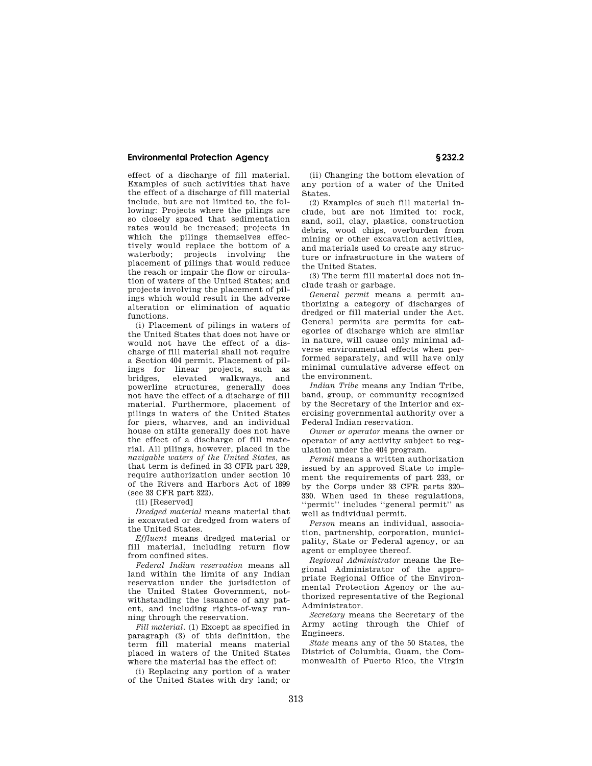effect of a discharge of fill material. Examples of such activities that have the effect of a discharge of fill material include, but are not limited to, the following: Projects where the pilings are so closely spaced that sedimentation rates would be increased; projects in which the pilings themselves effectively would replace the bottom of a waterbody; projects involving the placement of pilings that would reduce the reach or impair the flow or circulation of waters of the United States; and projects involving the placement of pilings which would result in the adverse alteration or elimination of aquatic functions.

(i) Placement of pilings in waters of the United States that does not have or would not have the effect of a discharge of fill material shall not require a Section 404 permit. Placement of pilings for linear projects, such as bridges, elevated walkways, and powerline structures, generally does not have the effect of a discharge of fill material. Furthermore, placement of pilings in waters of the United States for piers, wharves, and an individual house on stilts generally does not have the effect of a discharge of fill material. All pilings, however, placed in the *navigable waters of the United States*, as that term is defined in 33 CFR part 329, require authorization under section 10 of the Rivers and Harbors Act of 1899 (see 33 CFR part 322).

(ii) [Reserved]

*Dredged material* means material that is excavated or dredged from waters of the United States.

*Effluent* means dredged material or fill material, including return flow from confined sites.

*Federal Indian reservation* means all land within the limits of any Indian reservation under the jurisdiction of the United States Government, notwithstanding the issuance of any patent, and including rights-of-way running through the reservation.

*Fill material*. (1) Except as specified in paragraph (3) of this definition, the term fill material means material placed in waters of the United States where the material has the effect of:

(i) Replacing any portion of a water of the United States with dry land; or

(ii) Changing the bottom elevation of any portion of a water of the United States.

(2) Examples of such fill material include, but are not limited to: rock, sand, soil, clay, plastics, construction debris, wood chips, overburden from mining or other excavation activities, and materials used to create any structure or infrastructure in the waters of the United States.

(3) The term fill material does not include trash or garbage.

*General permit* means a permit authorizing a category of discharges of dredged or fill material under the Act. General permits are permits for categories of discharge which are similar in nature, will cause only minimal adverse environmental effects when performed separately, and will have only minimal cumulative adverse effect on the environment.

*Indian Tribe* means any Indian Tribe, band, group, or community recognized by the Secretary of the Interior and exercising governmental authority over a Federal Indian reservation.

*Owner or operator* means the owner or operator of any activity subject to regulation under the 404 program.

*Permit* means a written authorization issued by an approved State to implement the requirements of part 233, or by the Corps under 33 CFR parts 320–330. When used in these regulations, "permit" includes "general permit" as well as individual permit.

*Person* means an individual, association, partnership, corporation, municipality, State or Federal agency, or an agent or employee thereof.

*Regional Administrator* means the Regional Administrator of the appropriate Regional Office of the Environmental Protection Agency or the authorized representative of the Regional Administrator.

*Secretary* means the Secretary of the Army acting through the Chief of Engineers.

*State* means any of the 50 States, the District of Columbia, Guam, the Commonwealth of Puerto Rico, the Virgin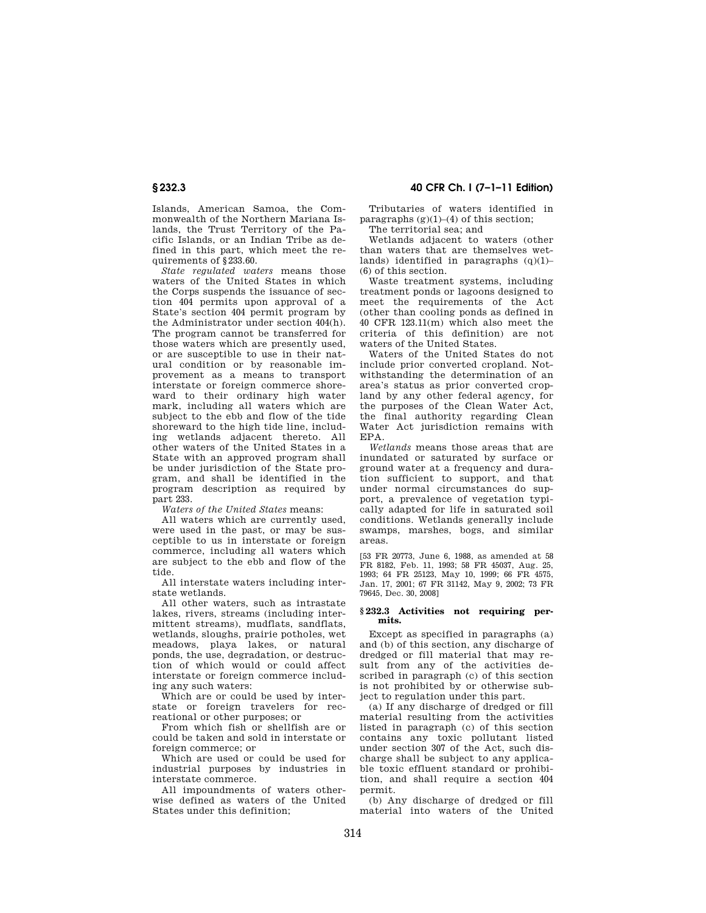Islands, American Samoa, the Commonwealth of the Northern Mariana Islands, the Trust Territory of the Pacific Islands, or an Indian Tribe as defined in this part, which meet the requirements of §233.60.

*State regulated waters* means those waters of the United States in which the Corps suspends the issuance of section 404 permits upon approval of a State's section 404 permit program by the Administrator under section 404(h). The program cannot be transferred for those waters which are presently used, or are susceptible to use in their natural condition or by reasonable improvement as a means to transport interstate or foreign commerce shoreward to their ordinary high water mark, including all waters which are subject to the ebb and flow of the tide shoreward to the high tide line, including wetlands adjacent thereto. All other waters of the United States in a State with an approved program shall be under jurisdiction of the State program, and shall be identified in the program description as required by part 233.

*Waters of the United States* means:

All waters which are currently used, were used in the past, or may be susceptible to us in interstate or foreign commerce, including all waters which are subject to the ebb and flow of the tide.

All interstate waters including interstate wetlands.

All other waters, such as intrastate lakes, rivers, streams (including intermittent streams), mudflats, sandflats, wetlands, sloughs, prairie potholes, wet meadows, playa lakes, or natural ponds, the use, degradation, or destruction of which would or could affect interstate or foreign commerce including any such waters:

Which are or could be used by interstate or foreign travelers for recreational or other purposes; or

From which fish or shellfish are or could be taken and sold in interstate or foreign commerce; or

Which are used or could be used for industrial purposes by industries in interstate commerce.

All impoundments of waters otherwise defined as waters of the United States under this definition;

Tributaries of waters identified in paragraphs (g)(1)–(4) of this section;

The territorial sea; and

Wetlands adjacent to waters (other than waters that are themselves wetlands) identified in paragraphs (q)(1)–(6) of this section.

Waste treatment systems, including treatment ponds or lagoons designed to meet the requirements of the Act (other than cooling ponds as defined in 40 CFR 123.11(m) which also meet the criteria of this definition) are not waters of the United States.

Waters of the United States do not include prior converted cropland. Notwithstanding the determination of an area's status as prior converted cropland by any other federal agency, for the purposes of the Clean Water Act, the final authority regarding Clean Water Act jurisdiction remains with EPA.

*Wetlands* means those areas that are inundated or saturated by surface or ground water at a frequency and duration sufficient to support, and that under normal circumstances do support, a prevalence of vegetation typically adapted for life in saturated soil conditions. Wetlands generally include swamps, marshes, bogs, and similar areas.

[53 FR 20773, June 6, 1988, as amended at 58 FR 8182, Feb. 11, 1993; 58 FR 45037, Aug. 25, 1993; 64 FR 25123, May 10, 1999; 66 FR 4575, Jan. 17, 2001; 67 FR 31142, May 9, 2002; 73 FR 79645, Dec. 30, 2008]

## §232.3 Activities not requiring permits.

Except as specified in paragraphs (a) and (b) of this section, any discharge of dredged or fill material that may result from any of the activities described in paragraph (c) of this section is not prohibited by or otherwise subject to regulation under this part.

(a) If any discharge of dredged or fill material resulting from the activities listed in paragraph (c) of this section contains any toxic pollutant listed under section 307 of the Act, such discharge shall be subject to any applicable toxic effluent standard or prohibition, and shall require a section 404 permit.

(b) Any discharge of dredged or fill material into waters of the United